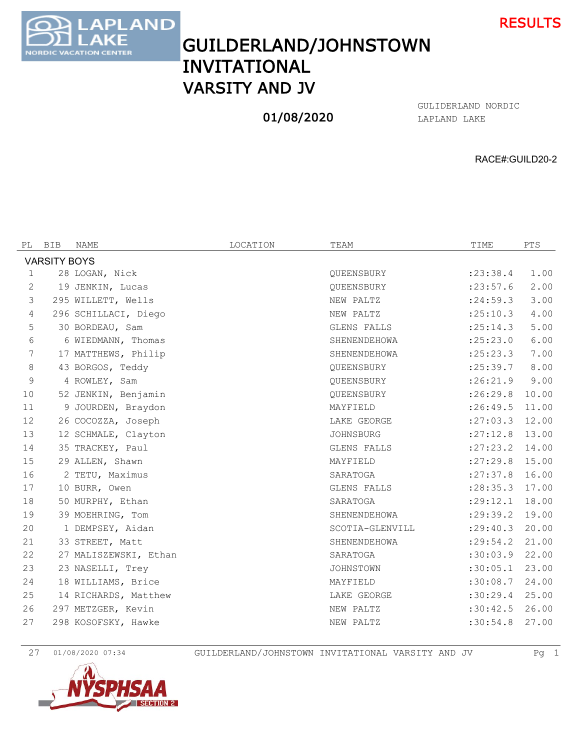RESULTS

# GUILDERLAND/JOHNSTOWN INVITATIONAL
## VARSITY AND JV

01/08/2020

GULIDERLAND NORDIC
LAPLAND LAKE

RACE#:GUILD20-2

| PL | BIB | NAME | LOCATION | TEAM | TIME | PTS |
|---|---|---|---|---|---|---|
| **VARSITY BOYS** | | | | | | |
| 1 | 28 | LOGAN, Nick | | QUEENSBURY | :23:38.4 | 1.00 |
| 2 | 19 | JENKIN, Lucas | | QUEENSBURY | :23:57.6 | 2.00 |
| 3 | 295 | WILLETT, Wells | | NEW PALTZ | :24:59.3 | 3.00 |
| 4 | 296 | SCHILLACI, Diego | | NEW PALTZ | :25:10.3 | 4.00 |
| 5 | 30 | BORDEAU, Sam | | GLENS FALLS | :25:14.3 | 5.00 |
| 6 | 6 | WIEDMANN, Thomas | | SHENENDEHOWA | :25:23.0 | 6.00 |
| 7 | 17 | MATTHEWS, Philip | | SHENENDEHOWA | :25:23.3 | 7.00 |
| 8 | 43 | BORGOS, Teddy | | QUEENSBURY | :25:39.7 | 8.00 |
| 9 | 4 | ROWLEY, Sam | | QUEENSBURY | :26:21.9 | 9.00 |
| 10 | 52 | JENKIN, Benjamin | | QUEENSBURY | :26:29.8 | 10.00 |
| 11 | 9 | JOURDEN, Braydon | | MAYFIELD | :26:49.5 | 11.00 |
| 12 | 26 | COCOZZA, Joseph | | LAKE GEORGE | :27:03.3 | 12.00 |
| 13 | 12 | SCHMALE, Clayton | | JOHNSBURG | :27:12.8 | 13.00 |
| 14 | 35 | TRACKEY, Paul | | GLENS FALLS | :27:23.2 | 14.00 |
| 15 | 29 | ALLEN, Shawn | | MAYFIELD | :27:29.8 | 15.00 |
| 16 | 2 | TETU, Maximus | | SARATOGA | :27:37.8 | 16.00 |
| 17 | 10 | BURR, Owen | | GLENS FALLS | :28:35.3 | 17.00 |
| 18 | 50 | MURPHY, Ethan | | SARATOGA | :29:12.1 | 18.00 |
| 19 | 39 | MOEHRING, Tom | | SHENENDEHOWA | :29:39.2 | 19.00 |
| 20 | 1 | DEMPSEY, Aidan | | SCOTIA-GLENVILL | :29:40.3 | 20.00 |
| 21 | 33 | STREET, Matt | | SHENENDEHOWA | :29:54.2 | 21.00 |
| 22 | 27 | MALISZEWSKI, Ethan | | SARATOGA | :30:03.9 | 22.00 |
| 23 | 23 | NASELLI, Trey | | JOHNSTOWN | :30:05.1 | 23.00 |
| 24 | 18 | WILLIAMS, Brice | | MAYFIELD | :30:08.7 | 24.00 |
| 25 | 14 | RICHARDS, Matthew | | LAKE GEORGE | :30:29.4 | 25.00 |
| 26 | 297 | METZGER, Kevin | | NEW PALTZ | :30:42.5 | 26.00 |
| 27 | 298 | KOSOFSKY, Hawke | | NEW PALTZ | :30:54.8 | 27.00 |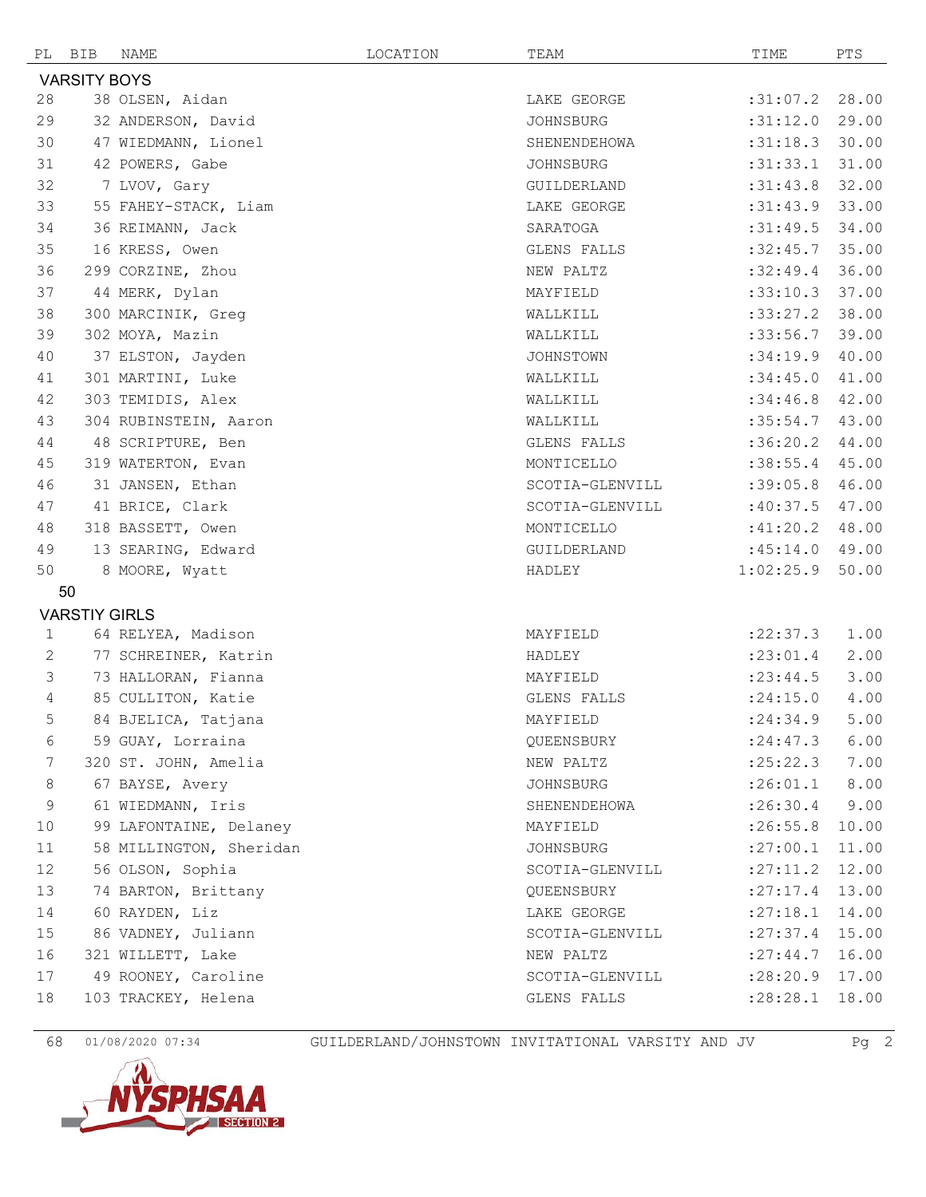| PL | BIB | NAME | LOCATION | TEAM | TIME | PTS |
|---|---|---|---|---|---|---|
| **VARSITY BOYS** | | | | | | |
| 28 | 38 | OLSEN, Aidan | | LAKE GEORGE | :31:07.2 | 28.00 |
| 29 | 32 | ANDERSON, David | | JOHNSBURG | :31:12.0 | 29.00 |
| 30 | 47 | WIEDMANN, Lionel | | SHENENDEHOWA | :31:18.3 | 30.00 |
| 31 | 42 | POWERS, Gabe | | JOHNSBURG | :31:33.1 | 31.00 |
| 32 | 7 | LVOV, Gary | | GUILDERLAND | :31:43.8 | 32.00 |
| 33 | 55 | FAHEY-STACK, Liam | | LAKE GEORGE | :31:43.9 | 33.00 |
| 34 | 36 | REIMANN, Jack | | SARATOGA | :31:49.5 | 34.00 |
| 35 | 16 | KRESS, Owen | | GLENS FALLS | :32:45.7 | 35.00 |
| 36 | 299 | CORZINE, Zhou | | NEW PALTZ | :32:49.4 | 36.00 |
| 37 | 44 | MERK, Dylan | | MAYFIELD | :33:10.3 | 37.00 |
| 38 | 300 | MARCINIK, Greg | | WALLKILL | :33:27.2 | 38.00 |
| 39 | 302 | MOYA, Mazin | | WALLKILL | :33:56.7 | 39.00 |
| 40 | 37 | ELSTON, Jayden | | JOHNSTOWN | :34:19.9 | 40.00 |
| 41 | 301 | MARTINI, Luke | | WALLKILL | :34:45.0 | 41.00 |
| 42 | 303 | TEMIDIS, Alex | | WALLKILL | :34:46.8 | 42.00 |
| 43 | 304 | RUBINSTEIN, Aaron | | WALLKILL | :35:54.7 | 43.00 |
| 44 | 48 | SCRIPTURE, Ben | | GLENS FALLS | :36:20.2 | 44.00 |
| 45 | 319 | WATERTON, Evan | | MONTICELLO | :38:55.4 | 45.00 |
| 46 | 31 | JANSEN, Ethan | | SCOTIA-GLENVILL | :39:05.8 | 46.00 |
| 47 | 41 | BRICE, Clark | | SCOTIA-GLENVILL | :40:37.5 | 47.00 |
| 48 | 318 | BASSETT, Owen | | MONTICELLO | :41:20.2 | 48.00 |
| 49 | 13 | SEARING, Edward | | GUILDERLAND | :45:14.0 | 49.00 |
| 50 | 8 | MOORE, Wyatt | | HADLEY | 1:02:25.9 | 50.00 |
| 50 | | | | | | |
| **VARSTIY GIRLS** | | | | | | |
| 1 | 64 | RELYEA, Madison | | MAYFIELD | :22:37.3 | 1.00 |
| 2 | 77 | SCHREINER, Katrin | | HADLEY | :23:01.4 | 2.00 |
| 3 | 73 | HALLORAN, Fianna | | MAYFIELD | :23:44.5 | 3.00 |
| 4 | 85 | CULLITON, Katie | | GLENS FALLS | :24:15.0 | 4.00 |
| 5 | 84 | BJELICA, Tatjana | | MAYFIELD | :24:34.9 | 5.00 |
| 6 | 59 | GUAY, Lorraina | | QUEENSBURY | :24:47.3 | 6.00 |
| 7 | 320 | ST. JOHN, Amelia | | NEW PALTZ | :25:22.3 | 7.00 |
| 8 | 67 | BAYSE, Avery | | JOHNSBURG | :26:01.1 | 8.00 |
| 9 | 61 | WIEDMANN, Iris | | SHENENDEHOWA | :26:30.4 | 9.00 |
| 10 | 99 | LAFONTAINE, Delaney | | MAYFIELD | :26:55.8 | 10.00 |
| 11 | 58 | MILLINGTON, Sheridan | | JOHNSBURG | :27:00.1 | 11.00 |
| 12 | 56 | OLSON, Sophia | | SCOTIA-GLENVILL | :27:11.2 | 12.00 |
| 13 | 74 | BARTON, Brittany | | QUEENSBURY | :27:17.4 | 13.00 |
| 14 | 60 | RAYDEN, Liz | | LAKE GEORGE | :27:18.1 | 14.00 |
| 15 | 86 | VADNEY, Juliann | | SCOTIA-GLENVILL | :27:37.4 | 15.00 |
| 16 | 321 | WILLETT, Lake | | NEW PALTZ | :27:44.7 | 16.00 |
| 17 | 49 | ROONEY, Caroline | | SCOTIA-GLENVILL | :28:20.9 | 17.00 |
| 18 | 103 | TRACKEY, Helena | | GLENS FALLS | :28:28.1 | 18.00 |

68 01/08/2020 07:34 GUILDERLAND/JOHNSTOWN INVITATIONAL VARSITY AND JV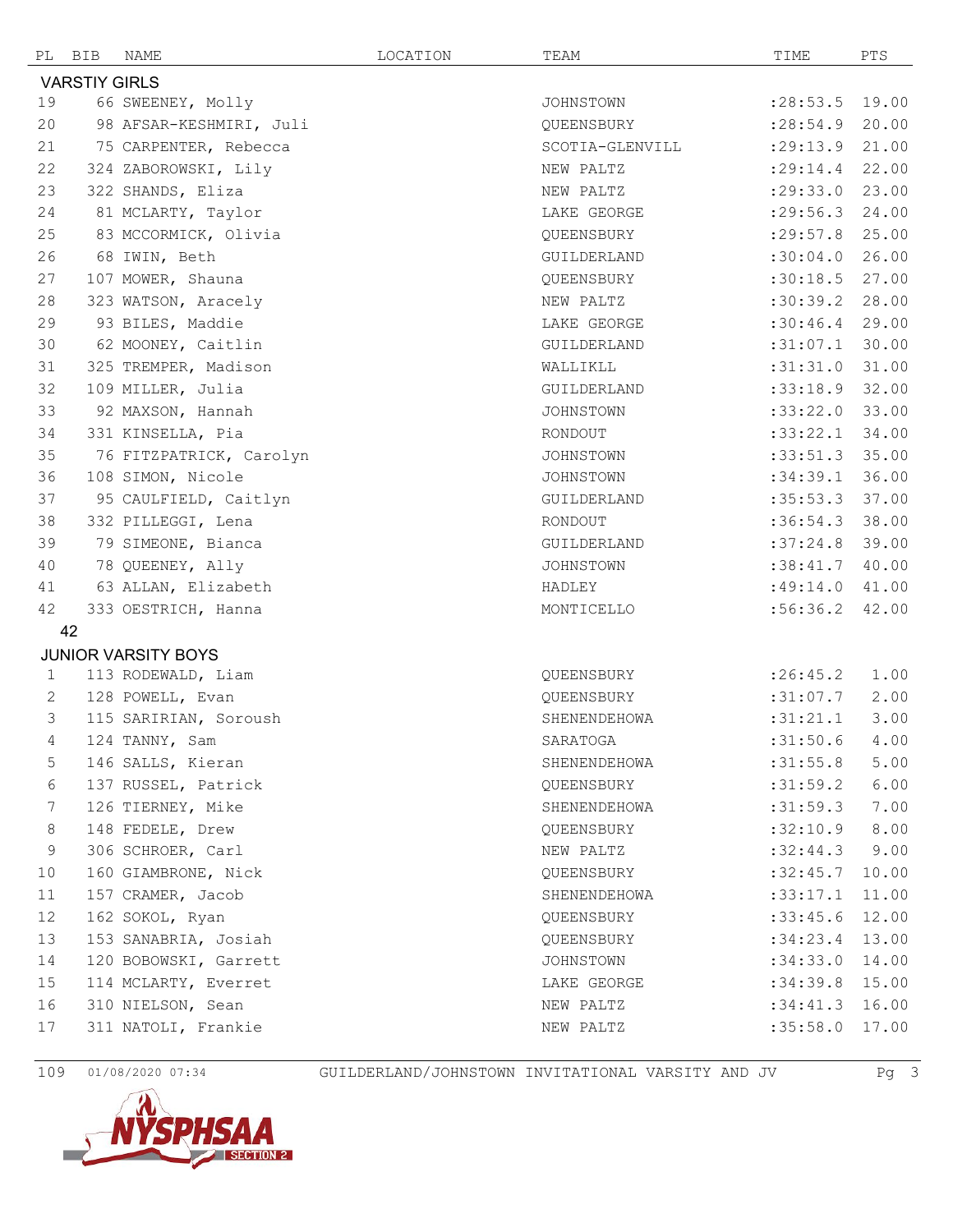| PL | BIB | NAME | LOCATION | TEAM | TIME | PTS |
|---|---|---|---|---|---|---|
| **VARSTIY GIRLS** | | | | | | |
| 19 | 66 | SWEENEY, Molly | | JOHNSTOWN | :28:53.5 | 19.00 |
| 20 | 98 | AFSAR-KESHMIRI, Juli | | QUEENSBURY | :28:54.9 | 20.00 |
| 21 | 75 | CARPENTER, Rebecca | | SCOTIA-GLENVILL | :29:13.9 | 21.00 |
| 22 | 324 | ZABOROWSKI, Lily | | NEW PALTZ | :29:14.4 | 22.00 |
| 23 | 322 | SHANDS, Eliza | | NEW PALTZ | :29:33.0 | 23.00 |
| 24 | 81 | MCLARTY, Taylor | | LAKE GEORGE | :29:56.3 | 24.00 |
| 25 | 83 | MCCORMICK, Olivia | | QUEENSBURY | :29:57.8 | 25.00 |
| 26 | 68 | IWIN, Beth | | GUILDERLAND | :30:04.0 | 26.00 |
| 27 | 107 | MOWER, Shauna | | QUEENSBURY | :30:18.5 | 27.00 |
| 28 | 323 | WATSON, Aracely | | NEW PALTZ | :30:39.2 | 28.00 |
| 29 | 93 | BILES, Maddie | | LAKE GEORGE | :30:46.4 | 29.00 |
| 30 | 62 | MOONEY, Caitlin | | GUILDERLAND | :31:07.1 | 30.00 |
| 31 | 325 | TREMPER, Madison | | WALLIKLL | :31:31.0 | 31.00 |
| 32 | 109 | MILLER, Julia | | GUILDERLAND | :33:18.9 | 32.00 |
| 33 | 92 | MAXSON, Hannah | | JOHNSTOWN | :33:22.0 | 33.00 |
| 34 | 331 | KINSELLA, Pia | | RONDOUT | :33:22.1 | 34.00 |
| 35 | 76 | FITZPATRICK, Carolyn | | JOHNSTOWN | :33:51.3 | 35.00 |
| 36 | 108 | SIMON, Nicole | | JOHNSTOWN | :34:39.1 | 36.00 |
| 37 | 95 | CAULFIELD, Caitlyn | | GUILDERLAND | :35:53.3 | 37.00 |
| 38 | 332 | PILLEGGI, Lena | | RONDOUT | :36:54.3 | 38.00 |
| 39 | 79 | SIMEONE, Bianca | | GUILDERLAND | :37:24.8 | 39.00 |
| 40 | 78 | QUEENEY, Ally | | JOHNSTOWN | :38:41.7 | 40.00 |
| 41 | 63 | ALLAN, Elizabeth | | HADLEY | :49:14.0 | 41.00 |
| 42 | 333 | OESTRICH, Hanna | | MONTICELLO | :56:36.2 | 42.00 |
| 42 | | | | | | |
| **JUNIOR VARSITY BOYS** | | | | | | |
| 1 | 113 | RODEWALD, Liam | | QUEENSBURY | :26:45.2 | 1.00 |
| 2 | 128 | POWELL, Evan | | QUEENSBURY | :31:07.7 | 2.00 |
| 3 | 115 | SARIRIAN, Soroush | | SHENENDEHOWA | :31:21.1 | 3.00 |
| 4 | 124 | TANNY, Sam | | SARATOGA | :31:50.6 | 4.00 |
| 5 | 146 | SALLS, Kieran | | SHENENDEHOWA | :31:55.8 | 5.00 |
| 6 | 137 | RUSSEL, Patrick | | QUEENSBURY | :31:59.2 | 6.00 |
| 7 | 126 | TIERNEY, Mike | | SHENENDEHOWA | :31:59.3 | 7.00 |
| 8 | 148 | FEDELE, Drew | | QUEENSBURY | :32:10.9 | 8.00 |
| 9 | 306 | SCHROER, Carl | | NEW PALTZ | :32:44.3 | 9.00 |
| 10 | 160 | GIAMBRONE, Nick | | QUEENSBURY | :32:45.7 | 10.00 |
| 11 | 157 | CRAMER, Jacob | | SHENENDEHOWA | :33:17.1 | 11.00 |
| 12 | 162 | SOKOL, Ryan | | QUEENSBURY | :33:45.6 | 12.00 |
| 13 | 153 | SANABRIA, Josiah | | QUEENSBURY | :34:23.4 | 13.00 |
| 14 | 120 | BOBOWSKI, Garrett | | JOHNSTOWN | :34:33.0 | 14.00 |
| 15 | 114 | MCLARTY, Everret | | LAKE GEORGE | :34:39.8 | 15.00 |
| 16 | 310 | NIELSON, Sean | | NEW PALTZ | :34:41.3 | 16.00 |
| 17 | 311 | NATOLI, Frankie | | NEW PALTZ | :35:58.0 | 17.00 |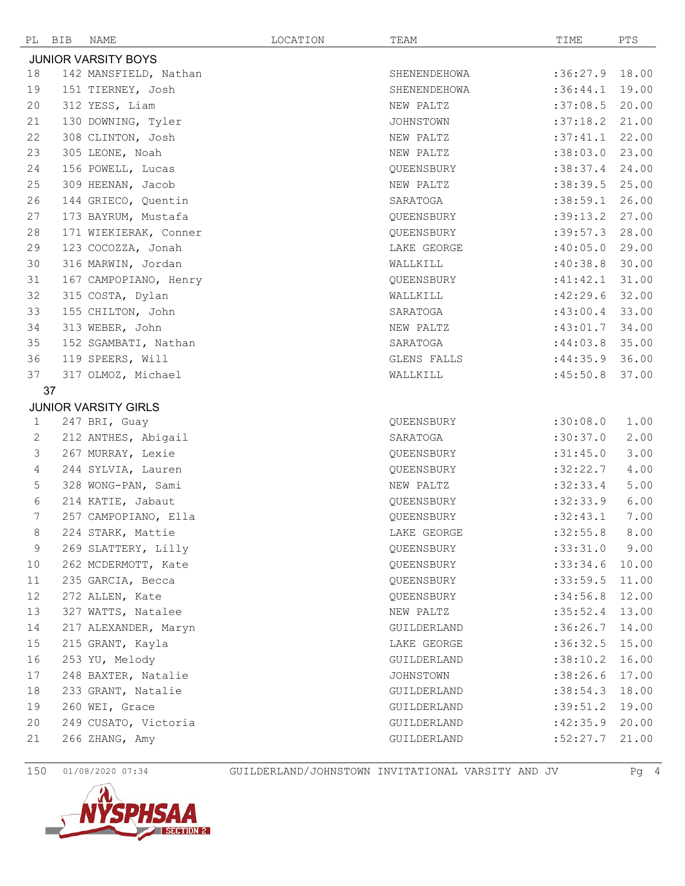| PL | BIB | NAME | LOCATION | TEAM | TIME | PTS |
|---|---|---|---|---|---|---|
| **JUNIOR VARSITY BOYS** | | | | | | |
| 18 | 142 | MANSFIELD, Nathan | | SHENENDEHOWA | :36:27.9 | 18.00 |
| 19 | 151 | TIERNEY, Josh | | SHENENDEHOWA | :36:44.1 | 19.00 |
| 20 | 312 | YESS, Liam | | NEW PALTZ | :37:08.5 | 20.00 |
| 21 | 130 | DOWNING, Tyler | | JOHNSTOWN | :37:18.2 | 21.00 |
| 22 | 308 | CLINTON, Josh | | NEW PALTZ | :37:41.1 | 22.00 |
| 23 | 305 | LEONE, Noah | | NEW PALTZ | :38:03.0 | 23.00 |
| 24 | 156 | POWELL, Lucas | | QUEENSBURY | :38:37.4 | 24.00 |
| 25 | 309 | HEENAN, Jacob | | NEW PALTZ | :38:39.5 | 25.00 |
| 26 | 144 | GRIECO, Quentin | | SARATOGA | :38:59.1 | 26.00 |
| 27 | 173 | BAYRUM, Mustafa | | QUEENSBURY | :39:13.2 | 27.00 |
| 28 | 171 | WIEKIERAK, Conner | | QUEENSBURY | :39:57.3 | 28.00 |
| 29 | 123 | COCOZZA, Jonah | | LAKE GEORGE | :40:05.0 | 29.00 |
| 30 | 316 | MARWIN, Jordan | | WALLKILL | :40:38.8 | 30.00 |
| 31 | 167 | CAMPOPIANO, Henry | | QUEENSBURY | :41:42.1 | 31.00 |
| 32 | 315 | COSTA, Dylan | | WALLKILL | :42:29.6 | 32.00 |
| 33 | 155 | CHILTON, John | | SARATOGA | :43:00.4 | 33.00 |
| 34 | 313 | WEBER, John | | NEW PALTZ | :43:01.7 | 34.00 |
| 35 | 152 | SGAMBATI, Nathan | | SARATOGA | :44:03.8 | 35.00 |
| 36 | 119 | SPEERS, Will | | GLENS FALLS | :44:35.9 | 36.00 |
| 37 | 317 | OLMOZ, Michael | | WALLKILL | :45:50.8 | 37.00 |
| 37 | | | | | | |
| **JUNIOR VARSITY GIRLS** | | | | | | |
| 1 | 247 | BRI, Guay | | QUEENSBURY | :30:08.0 | 1.00 |
| 2 | 212 | ANTHES, Abigail | | SARATOGA | :30:37.0 | 2.00 |
| 3 | 267 | MURRAY, Lexie | | QUEENSBURY | :31:45.0 | 3.00 |
| 4 | 244 | SYLVIA, Lauren | | QUEENSBURY | :32:22.7 | 4.00 |
| 5 | 328 | WONG-PAN, Sami | | NEW PALTZ | :32:33.4 | 5.00 |
| 6 | 214 | KATIE, Jabaut | | QUEENSBURY | :32:33.9 | 6.00 |
| 7 | 257 | CAMPOPIANO, Ella | | QUEENSBURY | :32:43.1 | 7.00 |
| 8 | 224 | STARK, Mattie | | LAKE GEORGE | :32:55.8 | 8.00 |
| 9 | 269 | SLATTERY, Lilly | | QUEENSBURY | :33:31.0 | 9.00 |
| 10 | 262 | MCDERMOTT, Kate | | QUEENSBURY | :33:34.6 | 10.00 |
| 11 | 235 | GARCIA, Becca | | QUEENSBURY | :33:59.5 | 11.00 |
| 12 | 272 | ALLEN, Kate | | QUEENSBURY | :34:56.8 | 12.00 |
| 13 | 327 | WATTS, Natalee | | NEW PALTZ | :35:52.4 | 13.00 |
| 14 | 217 | ALEXANDER, Maryn | | GUILDERLAND | :36:26.7 | 14.00 |
| 15 | 215 | GRANT, Kayla | | LAKE GEORGE | :36:32.5 | 15.00 |
| 16 | 253 | YU, Melody | | GUILDERLAND | :38:10.2 | 16.00 |
| 17 | 248 | BAXTER, Natalie | | JOHNSTOWN | :38:26.6 | 17.00 |
| 18 | 233 | GRANT, Natalie | | GUILDERLAND | :38:54.3 | 18.00 |
| 19 | 260 | WEI, Grace | | GUILDERLAND | :39:51.2 | 19.00 |
| 20 | 249 | CUSATO, Victoria | | GUILDERLAND | :42:35.9 | 20.00 |
| 21 | 266 | ZHANG, Amy | | GUILDERLAND | :52:27.7 | 21.00 |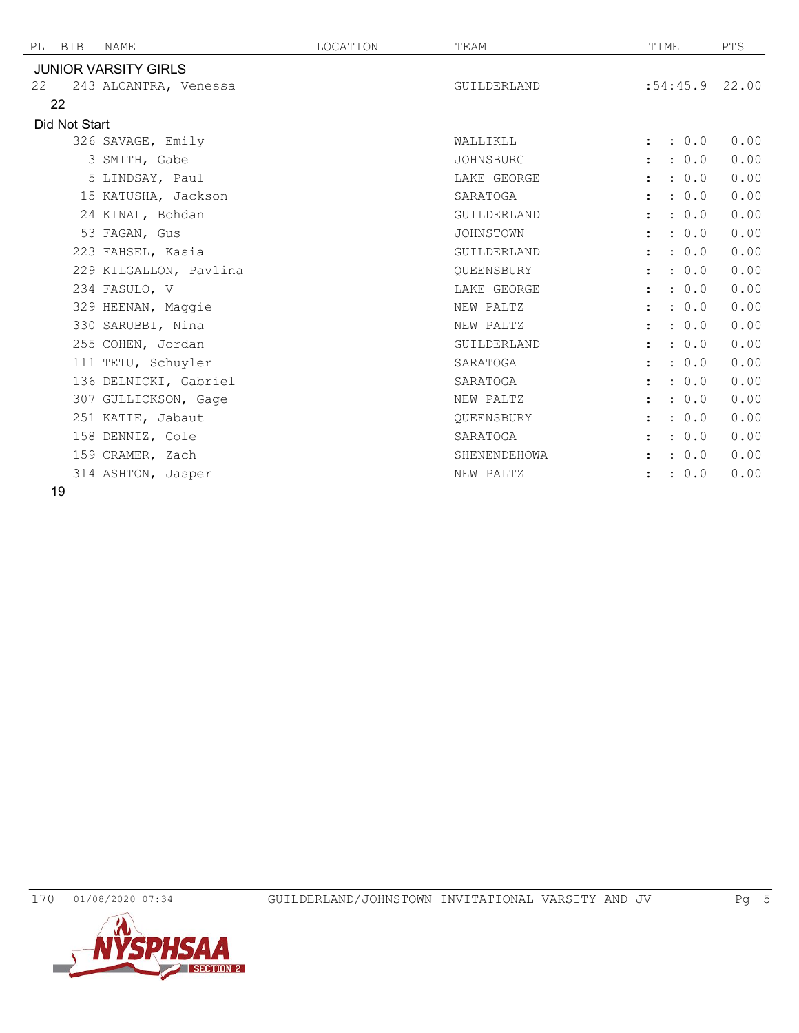| PL | BIB | NAME | LOCATION | TEAM | TIME | PTS |
|---|---|---|---|---|---|---|
| **JUNIOR VARSITY GIRLS** | | | | | | |
| 22 | 243 | ALCANTRA, Venessa | | GUILDERLAND | :54:45.9 | 22.00 |
| 22 | | | | | | |
| **Did Not Start** | | | | | | |
| | 326 | SAVAGE, Emily | | WALLIKLL | : : 0.0 | 0.00 |
| | 3 | SMITH, Gabe | | JOHNSBURG | : : 0.0 | 0.00 |
| | 5 | LINDSAY, Paul | | LAKE GEORGE | : : 0.0 | 0.00 |
| | 15 | KATUSHA, Jackson | | SARATOGA | : : 0.0 | 0.00 |
| | 24 | KINAL, Bohdan | | GUILDERLAND | : : 0.0 | 0.00 |
| | 53 | FAGAN, Gus | | JOHNSTOWN | : : 0.0 | 0.00 |
| | 223 | FAHSEL, Kasia | | GUILDERLAND | : : 0.0 | 0.00 |
| | 229 | KILGALLON, Pavlina | | QUEENSBURY | : : 0.0 | 0.00 |
| | 234 | FASULO, V | | LAKE GEORGE | : : 0.0 | 0.00 |
| | 329 | HEENAN, Maggie | | NEW PALTZ | : : 0.0 | 0.00 |
| | 330 | SARUBBI, Nina | | NEW PALTZ | : : 0.0 | 0.00 |
| | 255 | COHEN, Jordan | | GUILDERLAND | : : 0.0 | 0.00 |
| | 111 | TETU, Schuyler | | SARATOGA | : : 0.0 | 0.00 |
| | 136 | DELNICKI, Gabriel | | SARATOGA | : : 0.0 | 0.00 |
| | 307 | GULLICKSON, Gage | | NEW PALTZ | : : 0.0 | 0.00 |
| | 251 | KATIE, Jabaut | | QUEENSBURY | : : 0.0 | 0.00 |
| | 158 | DENNIZ, Cole | | SARATOGA | : : 0.0 | 0.00 |
| | 159 | CRAMER, Zach | | SHENENDEHOWA | : : 0.0 | 0.00 |
| | 314 | ASHTON, Jasper | | NEW PALTZ | : : 0.0 | 0.00 |
| 19 | | | | | | |

170 01/08/2020 07:34 GUILDERLAND/JOHNSTOWN INVITATIONAL VARSITY AND JV